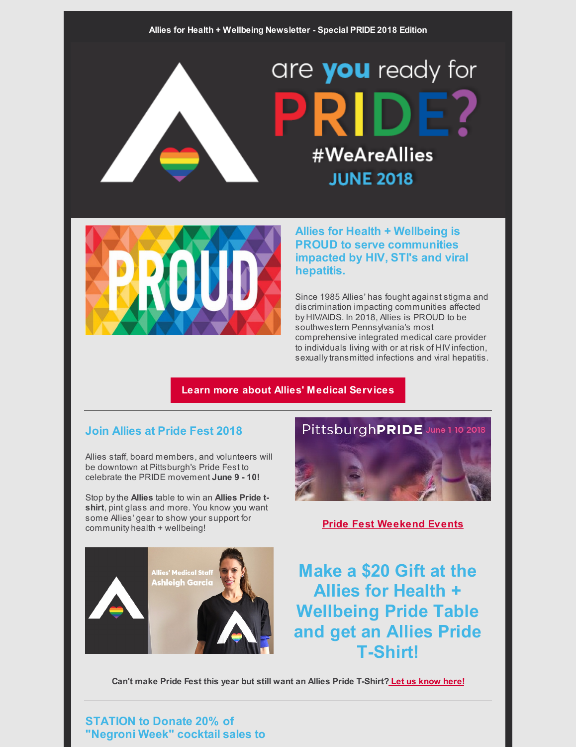Allies for Health + Wellbeing Newsletter - Special PRIDE 2018 Edition

are you ready for PRIDE?

#WeAreAllies

JUNE 2018

PROUD

## Allies for Health + Wellbeing is PROUD to serve communities impacted by HIV, STI's and viral hepatitis.

Since 1985 Allies' has fought against stigma and discrimination impacting communities affected by HIV/AIDS. In 2018, Allies is PROUD to be southwestern Pennsylvania's most comprehensive integrated medical care provider to individuals living with or at risk of HIV infection, sexually transmitted infections and viral hepatitis.

**Learn more about Allies' Medical Services**

---

## Join Allies at Pride Fest 2018

Allies staff, board members, and volunteers will be downtown at Pittsburgh's Pride Fest to celebrate the PRIDE movement **June 9 - 10!**

Stop by the **Allies** table to win an **Allies Pride t-shirt**, pint glass and more. You know you want some Allies' gear to show your support for community health + wellbeing!

PittsburghPRIDE June 1-10 2018

**Pride Fest Weekend Events**

Allies' Medical Staff Ashleigh Garcia

# Make a $20 Gift at the Allies for Health + Wellbeing Pride Table and get an Allies Pride T-Shirt!

**Can't make Pride Fest this year but still want an Allies Pride T-Shirt? Let us know here!**

---

## STATION to Donate 20% of "Negroni Week" cocktail sales to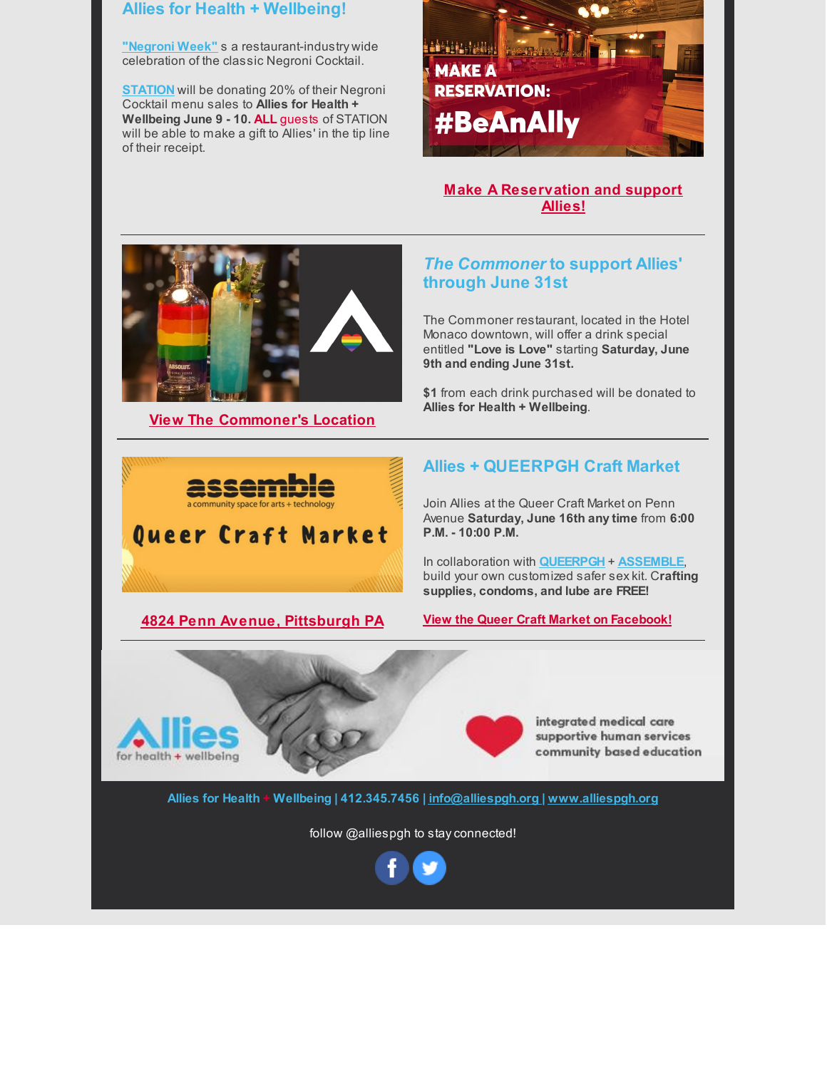## Allies for Health + Wellbeing!

"Negroni Week" s a restaurant-industry wide celebration of the classic Negroni Cocktail.

STATION will be donating 20% of their Negroni Cocktail menu sales to **Allies for Health + Wellbeing June 9 - 10. ALL** guests of STATION will be able to make a gift to Allies' in the tip line of their receipt.

MAKE A RESERVATION: #BeAnAlly

**Make A Reservation and support Allies!**

---

**View The Commoner's Location**

## *The Commoner* to support Allies' through June 31st

The Commoner restaurant, located in the Hotel Monaco downtown, will offer a drink special entitled **"Love is Love"** starting **Saturday, June 9th and ending June 31st.**

**$1** from each drink purchased will be donated to **Allies for Health + Wellbeing**.

---

assemble
a community space for arts + technology
Queer Craft Market

**4824 Penn Avenue, Pittsburgh PA**

## Allies + QUEERPGH Craft Market

Join Allies at the Queer Craft Market on Penn Avenue **Saturday, June 16th any time** from **6:00 P.M. - 10:00 P.M.**

In collaboration with QUEERPGH + ASSEMBLE, build your own customized safer sex kit. C**rafting supplies, condoms, and lube are FREE!**

**View the Queer Craft Market on Facebook!**

---

Allies for health + wellbeing

integrated medical care
supportive human services
community based education

**Allies for Health + Wellbeing | 412.345.7456 | info@alliespgh.org | www.alliespgh.org**

follow @alliespgh to stay connected!